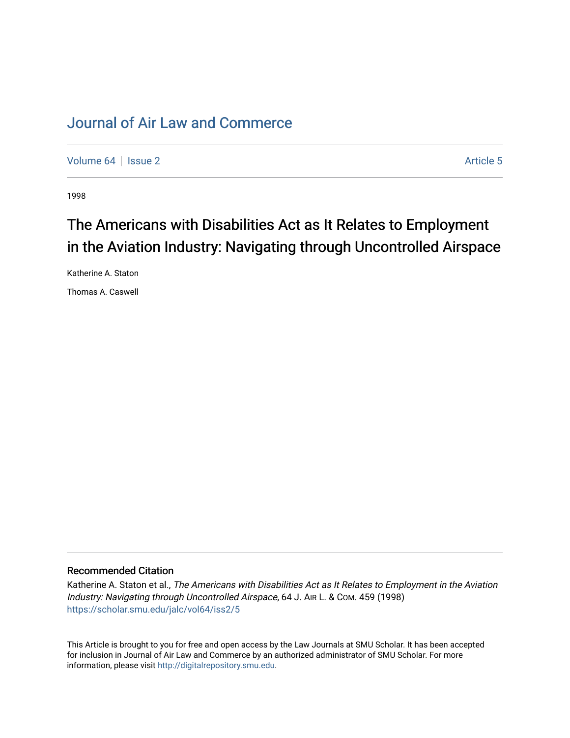# Journal of Air Law and Commerce

Volume 64 | Issue 2 | Article 5

1998

## The Americans with Disabilities Act as It Relates to Employment in the Aviation Industry: Navigating through Uncontrolled Airspace

Katherine A. Staton

Thomas A. Caswell

### Recommended Citation

Katherine A. Staton et al., *The Americans with Disabilities Act as It Relates to Employment in the Aviation Industry: Navigating through Uncontrolled Airspace*, 64 J. Air L. & Com. 459 (1998)
https://scholar.smu.edu/jalc/vol64/iss2/5

This Article is brought to you for free and open access by the Law Journals at SMU Scholar. It has been accepted for inclusion in Journal of Air Law and Commerce by an authorized administrator of SMU Scholar. For more information, please visit http://digitalrepository.smu.edu.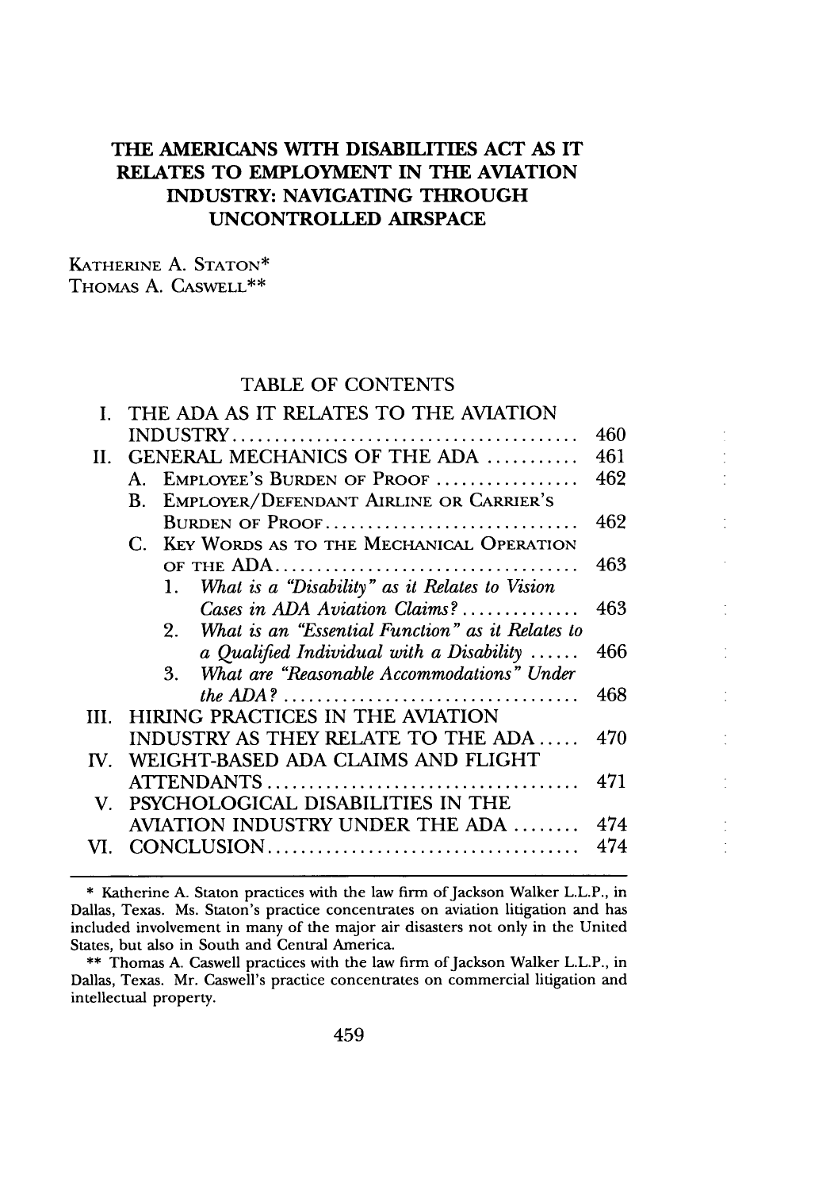# THE AMERICANS WITH DISABILITIES ACT AS IT RELATES TO EMPLOYMENT IN THE AVIATION INDUSTRY: NAVIGATING THROUGH UNCONTROLLED AIRSPACE

KATHERINE A. STATON*
THOMAS A. CASWELL**

TABLE OF CONTENTS

| | | |
|---|---|---|
| I. | THE ADA AS IT RELATES TO THE AVIATION INDUSTRY | 460 |
| II. | GENERAL MECHANICS OF THE ADA | 461 |
| | A. EMPLOYEE'S BURDEN OF PROOF | 462 |
| | B. EMPLOYER/DEFENDANT AIRLINE OR CARRIER'S BURDEN OF PROOF | 462 |
| | C. KEY WORDS AS TO THE MECHANICAL OPERATION OF THE ADA | 463 |
| | 1. *What is a "Disability" as it Relates to Vision Cases in ADA Aviation Claims?* | 463 |
| | 2. *What is an "Essential Function" as it Relates to a Qualified Individual with a Disability* | 466 |
| | 3. *What are "Reasonable Accommodations" Under the ADA?* | 468 |
| III. | HIRING PRACTICES IN THE AVIATION INDUSTRY AS THEY RELATE TO THE ADA | 470 |
| IV. | WEIGHT-BASED ADA CLAIMS AND FLIGHT ATTENDANTS | 471 |
| V. | PSYCHOLOGICAL DISABILITIES IN THE AVIATION INDUSTRY UNDER THE ADA | 474 |
| VI. | CONCLUSION | 474 |

\* Katherine A. Staton practices with the law firm of Jackson Walker L.L.P., in Dallas, Texas. Ms. Staton's practice concentrates on aviation litigation and has included involvement in many of the major air disasters not only in the United States, but also in South and Central America.

\*\* Thomas A. Caswell practices with the law firm of Jackson Walker L.L.P., in Dallas, Texas. Mr. Caswell's practice concentrates on commercial litigation and intellectual property.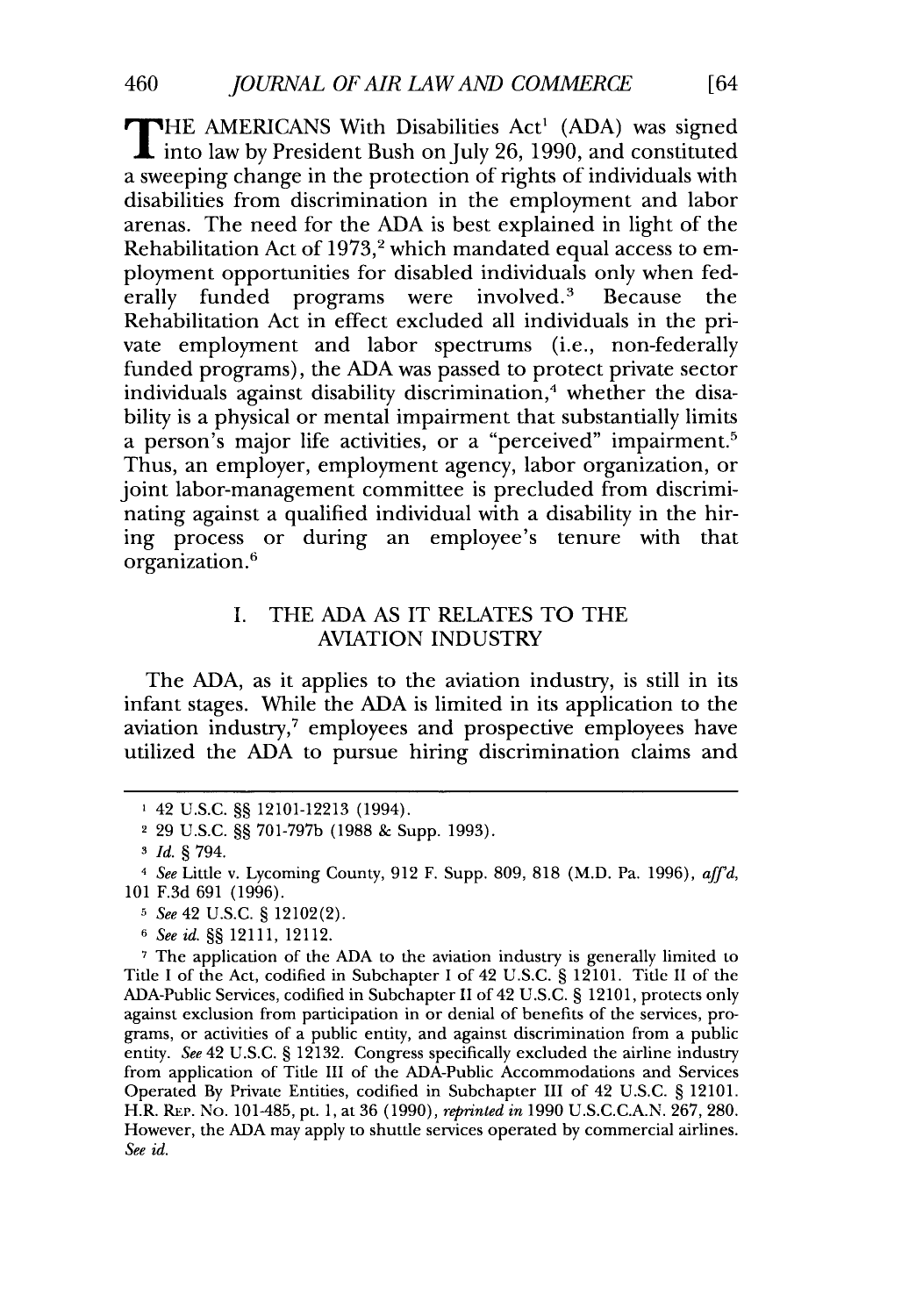THE AMERICANS With Disabilities Act[1] (ADA) was signed into law by President Bush on July 26, 1990, and constituted a sweeping change in the protection of rights of individuals with disabilities from discrimination in the employment and labor arenas. The need for the ADA is best explained in light of the Rehabilitation Act of 1973,[2] which mandated equal access to employment opportunities for disabled individuals only when federally funded programs were involved.[3] Because the Rehabilitation Act in effect excluded all individuals in the private employment and labor spectrums (i.e., non-federally funded programs), the ADA was passed to protect private sector individuals against disability discrimination,[4] whether the disability is a physical or mental impairment that substantially limits a person's major life activities, or a "perceived" impairment.[5] Thus, an employer, employment agency, labor organization, or joint labor-management committee is precluded from discriminating against a qualified individual with a disability in the hiring process or during an employee's tenure with that organization.[6]

## I. THE ADA AS IT RELATES TO THE AVIATION INDUSTRY

The ADA, as it applies to the aviation industry, is still in its infant stages. While the ADA is limited in its application to the aviation industry,[7] employees and prospective employees have utilized the ADA to pursue hiring discrimination claims and

---

[1] 42 U.S.C. §§ 12101-12213 (1994).

[2] 29 U.S.C. §§ 701-797b (1988 & Supp. 1993).

[3] *Id.* § 794.

[4] *See* Little v. Lycoming County, 912 F. Supp. 809, 818 (M.D. Pa. 1996), *aff'd*, 101 F.3d 691 (1996).

[5] *See* 42 U.S.C. § 12102(2).

[6] *See id.* §§ 12111, 12112.

[7] The application of the ADA to the aviation industry is generally limited to Title I of the Act, codified in Subchapter I of 42 U.S.C. § 12101. Title II of the ADA-Public Services, codified in Subchapter II of 42 U.S.C. § 12101, protects only against exclusion from participation in or denial of benefits of the services, programs, or activities of a public entity, and against discrimination from a public entity. *See* 42 U.S.C. § 12132. Congress specifically excluded the airline industry from application of Title III of the ADA-Public Accommodations and Services Operated By Private Entities, codified in Subchapter III of 42 U.S.C. § 12101. H.R. REP. NO. 101-485, pt. 1, at 36 (1990), *reprinted in* 1990 U.S.C.C.A.N. 267, 280. However, the ADA may apply to shuttle services operated by commercial airlines. *See id.*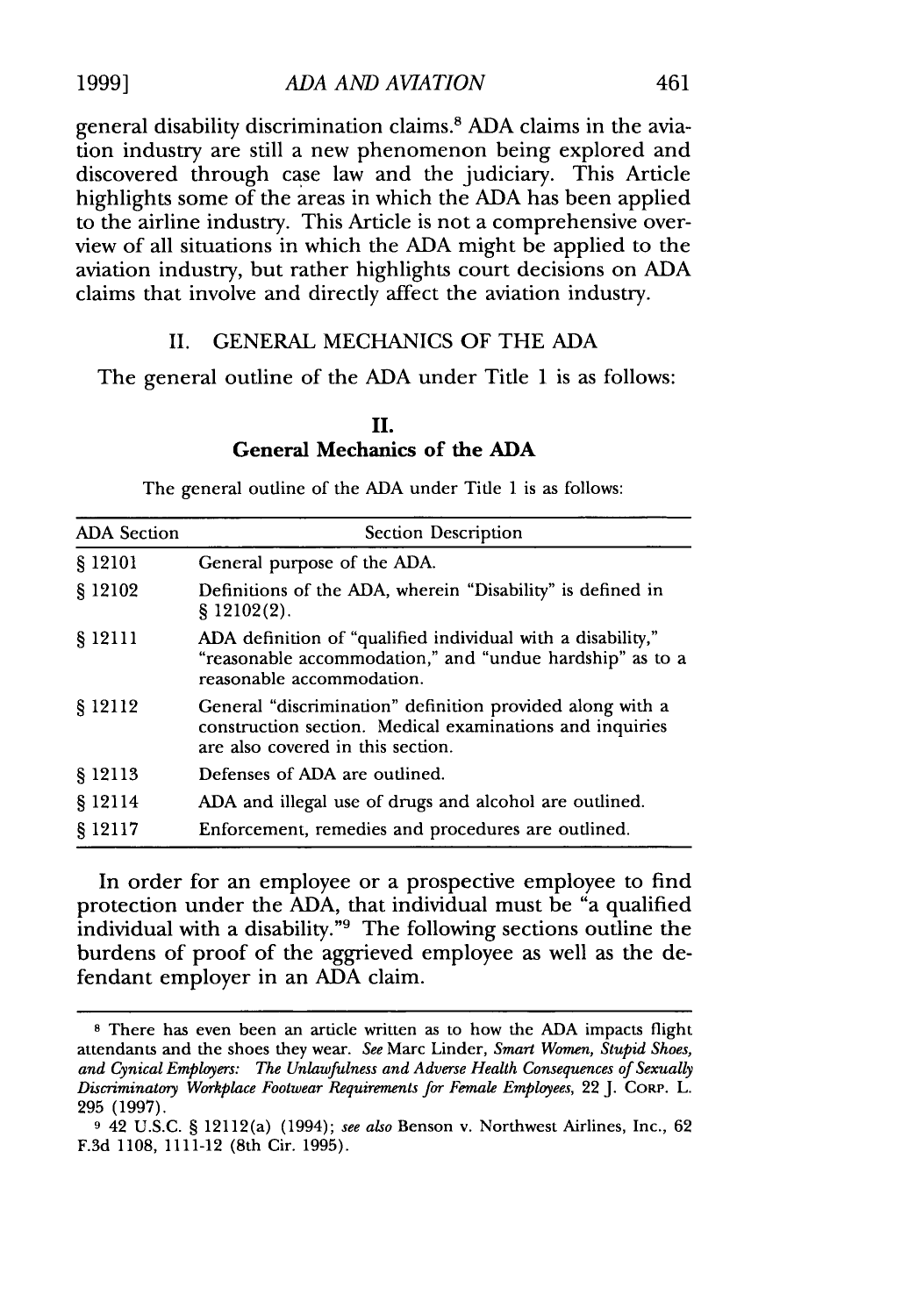general disability discrimination claims.[8] ADA claims in the aviation industry are still a new phenomenon being explored and discovered through case law and the judiciary. This Article highlights some of the areas in which the ADA has been applied to the airline industry. This Article is not a comprehensive overview of all situations in which the ADA might be applied to the aviation industry, but rather highlights court decisions on ADA claims that involve and directly affect the aviation industry.

## II. GENERAL MECHANICS OF THE ADA

The general outline of the ADA under Title 1 is as follows:

## II. General Mechanics of the ADA

The general outline of the ADA under Title 1 is as follows:

| ADA Section | Section Description |
|---|---|
| § 12101 | General purpose of the ADA. |
| § 12102 | Definitions of the ADA, wherein "Disability" is defined in § 12102(2). |
| § 12111 | ADA definition of "qualified individual with a disability," "reasonable accommodation," and "undue hardship" as to a reasonable accommodation. |
| § 12112 | General "discrimination" definition provided along with a construction section. Medical examinations and inquiries are also covered in this section. |
| § 12113 | Defenses of ADA are outlined. |
| § 12114 | ADA and illegal use of drugs and alcohol are outlined. |
| § 12117 | Enforcement, remedies and procedures are outlined. |

In order for an employee or a prospective employee to find protection under the ADA, that individual must be "a qualified individual with a disability."[9] The following sections outline the burdens of proof of the aggrieved employee as well as the defendant employer in an ADA claim.

---

[8] There has even been an article written as to how the ADA impacts flight attendants and the shoes they wear. *See* Marc Linder, *Smart Women, Stupid Shoes, and Cynical Employers: The Unlawfulness and Adverse Health Consequences of Sexually Discriminatory Workplace Footwear Requirements for Female Employees*, 22 J. CORP. L. 295 (1997).

[9] 42 U.S.C. § 12112(a) (1994); *see also* Benson v. Northwest Airlines, Inc., 62 F.3d 1108, 1111-12 (8th Cir. 1995).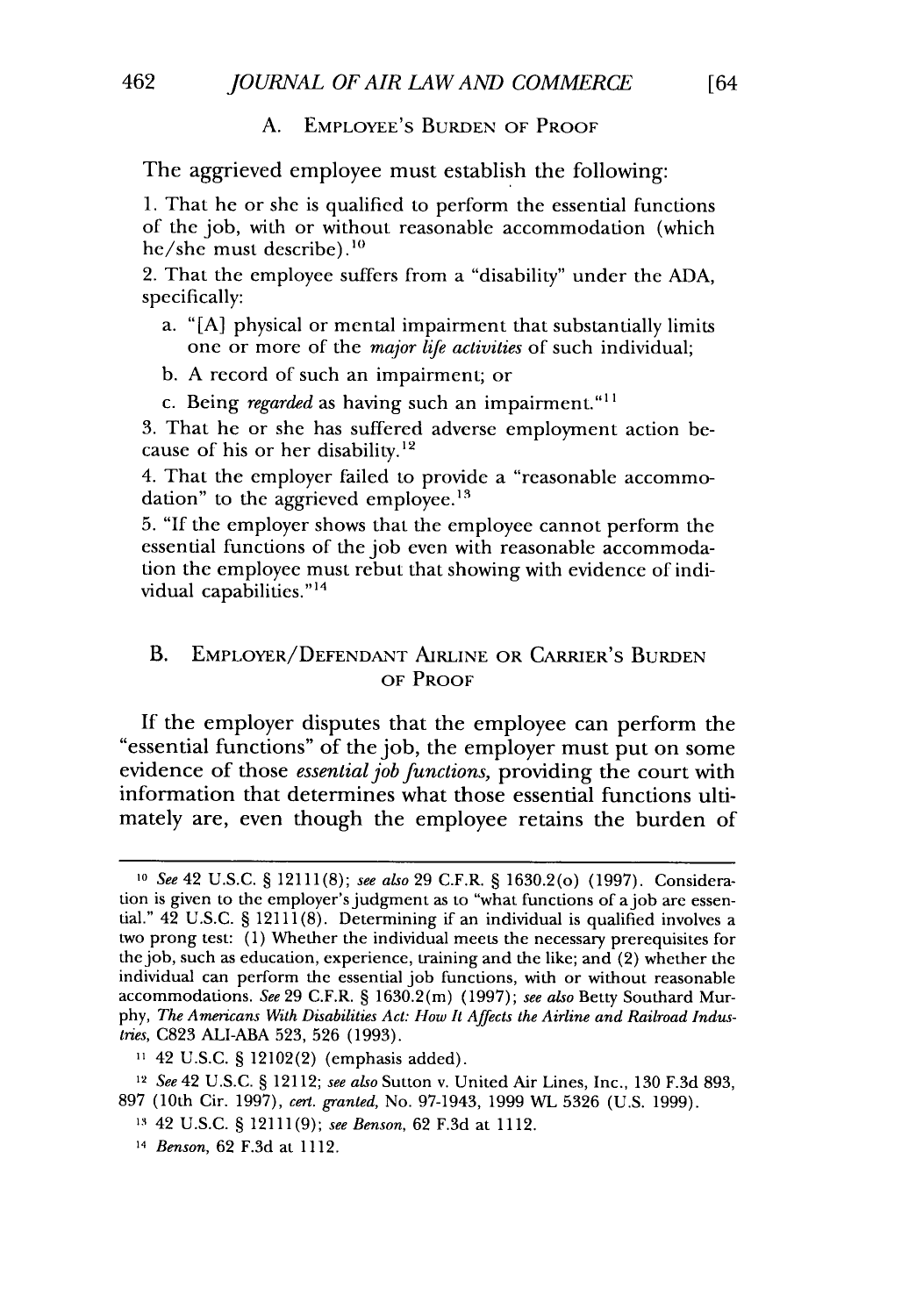### A. Employee's Burden of Proof

The aggrieved employee must establish the following:

1. That he or she is qualified to perform the essential functions of the job, with or without reasonable accommodation (which he/she must describe).[10]

2. That the employee suffers from a "disability" under the ADA, specifically:

   a. "[A] physical or mental impairment that substantially limits one or more of the *major life activities* of such individual;

   b. A record of such an impairment; or

   c. Being *regarded* as having such an impairment."[11]

3. That he or she has suffered adverse employment action because of his or her disability.[12]

4. That the employer failed to provide a "reasonable accommodation" to the aggrieved employee.[13]

5. "If the employer shows that the employee cannot perform the essential functions of the job even with reasonable accommodation the employee must rebut that showing with evidence of individual capabilities."[14]

### B. Employer/Defendant Airline or Carrier's Burden of Proof

If the employer disputes that the employee can perform the "essential functions" of the job, the employer must put on some evidence of those *essential job functions,* providing the court with information that determines what those essential functions ultimately are, even though the employee retains the burden of

---

[10] *See* 42 U.S.C. § 12111(8); *see also* 29 C.F.R. § 1630.2(o) (1997). Consideration is given to the employer's judgment as to "what functions of a job are essential." 42 U.S.C. § 12111(8). Determining if an individual is qualified involves a two prong test: (1) Whether the individual meets the necessary prerequisites for the job, such as education, experience, training and the like; and (2) whether the individual can perform the essential job functions, with or without reasonable accommodations. *See* 29 C.F.R. § 1630.2(m) (1997); *see also* Betty Southard Murphy, *The Americans With Disabilities Act: How It Affects the Airline and Railroad Industries*, C823 ALI-ABA 523, 526 (1993).

[11] 42 U.S.C. § 12102(2) (emphasis added).

[12] *See* 42 U.S.C. § 12112; *see also* Sutton v. United Air Lines, Inc., 130 F.3d 893, 897 (10th Cir. 1997), *cert. granted*, No. 97-1943, 1999 WL 5326 (U.S. 1999).

[13] 42 U.S.C. § 12111(9); *see Benson*, 62 F.3d at 1112.

[14] *Benson*, 62 F.3d at 1112.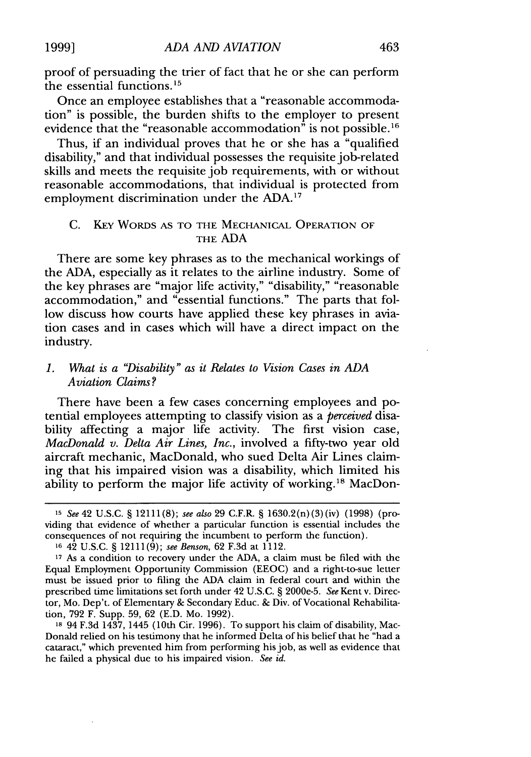proof of persuading the trier of fact that he or she can perform the essential functions.[15]

Once an employee establishes that a "reasonable accommodation" is possible, the burden shifts to the employer to present evidence that the "reasonable accommodation" is not possible.[16]

Thus, if an individual proves that he or she has a "qualified disability," and that individual possesses the requisite job-related skills and meets the requisite job requirements, with or without reasonable accommodations, that individual is protected from employment discrimination under the ADA.[17]

### C. Key Words as to the Mechanical Operation of the ADA

There are some key phrases as to the mechanical workings of the ADA, especially as it relates to the airline industry. Some of the key phrases are "major life activity," "disability," "reasonable accommodation," and "essential functions." The parts that follow discuss how courts have applied these key phrases in aviation cases and in cases which will have a direct impact on the industry.

#### 1. *What is a "Disability" as it Relates to Vision Cases in ADA Aviation Claims?*

There have been a few cases concerning employees and potential employees attempting to classify vision as a *perceived* disability affecting a major life activity. The first vision case, *MacDonald v. Delta Air Lines, Inc.*, involved a fifty-two year old aircraft mechanic, MacDonald, who sued Delta Air Lines claiming that his impaired vision was a disability, which limited his ability to perform the major life activity of working.[18] MacDon-

---

[15] *See* 42 U.S.C. § 12111(8); *see also* 29 C.F.R. § 1630.2(n)(3)(iv) (1998) (providing that evidence of whether a particular function is essential includes the consequences of not requiring the incumbent to perform the function).

[16] 42 U.S.C. § 12111(9); *see Benson*, 62 F.3d at 1112.

[17] As a condition to recovery under the ADA, a claim must be filed with the Equal Employment Opportunity Commission (EEOC) and a right-to-sue letter must be issued prior to filing the ADA claim in federal court and within the prescribed time limitations set forth under 42 U.S.C. § 2000e-5. *See* Kent v. Director, Mo. Dep't. of Elementary & Secondary Educ. & Div. of Vocational Rehabilitation, 792 F. Supp. 59, 62 (E.D. Mo. 1992).

[18] 94 F.3d 1437, 1445 (10th Cir. 1996). To support his claim of disability, MacDonald relied on his testimony that he informed Delta of his belief that he "had a cataract," which prevented him from performing his job, as well as evidence that he failed a physical due to his impaired vision. *See id.*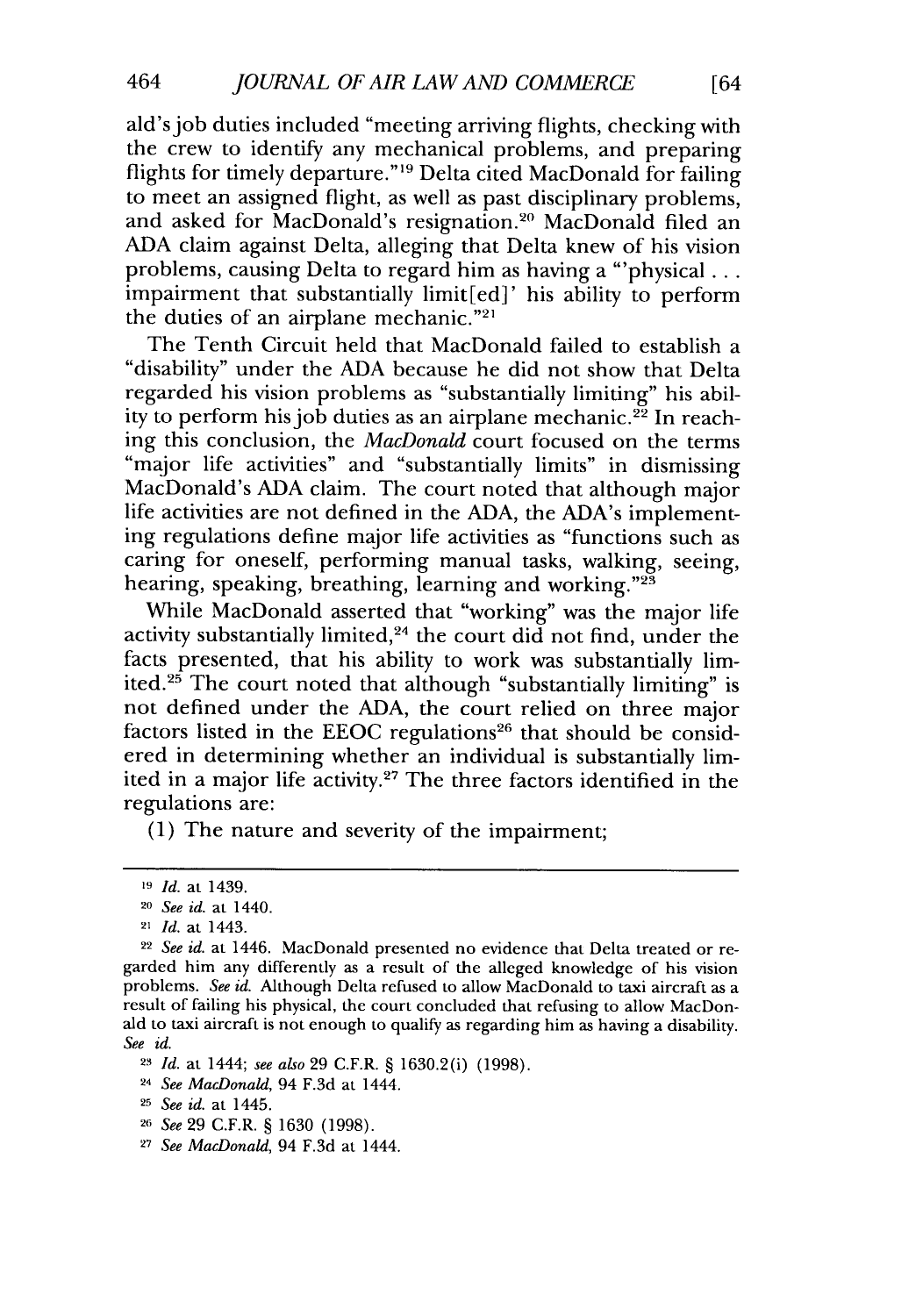ald's job duties included "meeting arriving flights, checking with the crew to identify any mechanical problems, and preparing flights for timely departure."[19] Delta cited MacDonald for failing to meet an assigned flight, as well as past disciplinary problems, and asked for MacDonald's resignation.[20] MacDonald filed an ADA claim against Delta, alleging that Delta knew of his vision problems, causing Delta to regard him as having a "'physical . . . impairment that substantially limit[ed]' his ability to perform the duties of an airplane mechanic."[21]

The Tenth Circuit held that MacDonald failed to establish a "disability" under the ADA because he did not show that Delta regarded his vision problems as "substantially limiting" his ability to perform his job duties as an airplane mechanic.[22] In reaching this conclusion, the *MacDonald* court focused on the terms "major life activities" and "substantially limits" in dismissing MacDonald's ADA claim. The court noted that although major life activities are not defined in the ADA, the ADA's implementing regulations define major life activities as "functions such as caring for oneself, performing manual tasks, walking, seeing, hearing, speaking, breathing, learning and working."[23]

While MacDonald asserted that "working" was the major life activity substantially limited,[24] the court did not find, under the facts presented, that his ability to work was substantially limited.[25] The court noted that although "substantially limiting" is not defined under the ADA, the court relied on three major factors listed in the EEOC regulations[26] that should be considered in determining whether an individual is substantially limited in a major life activity.[27] The three factors identified in the regulations are:

(1) The nature and severity of the impairment;

---

[19] *Id.* at 1439.

[20] *See id.* at 1440.

[21] *Id.* at 1443.

[22] *See id.* at 1446. MacDonald presented no evidence that Delta treated or regarded him any differently as a result of the alleged knowledge of his vision problems. *See id.* Although Delta refused to allow MacDonald to taxi aircraft as a result of failing his physical, the court concluded that refusing to allow MacDonald to taxi aircraft is not enough to qualify as regarding him as having a disability. *See id.*

[23] *Id.* at 1444; *see also* 29 C.F.R. § 1630.2(i) (1998).

[24] *See MacDonald*, 94 F.3d at 1444.

[25] *See id.* at 1445.

[26] *See* 29 C.F.R. § 1630 (1998).

[27] *See MacDonald*, 94 F.3d at 1444.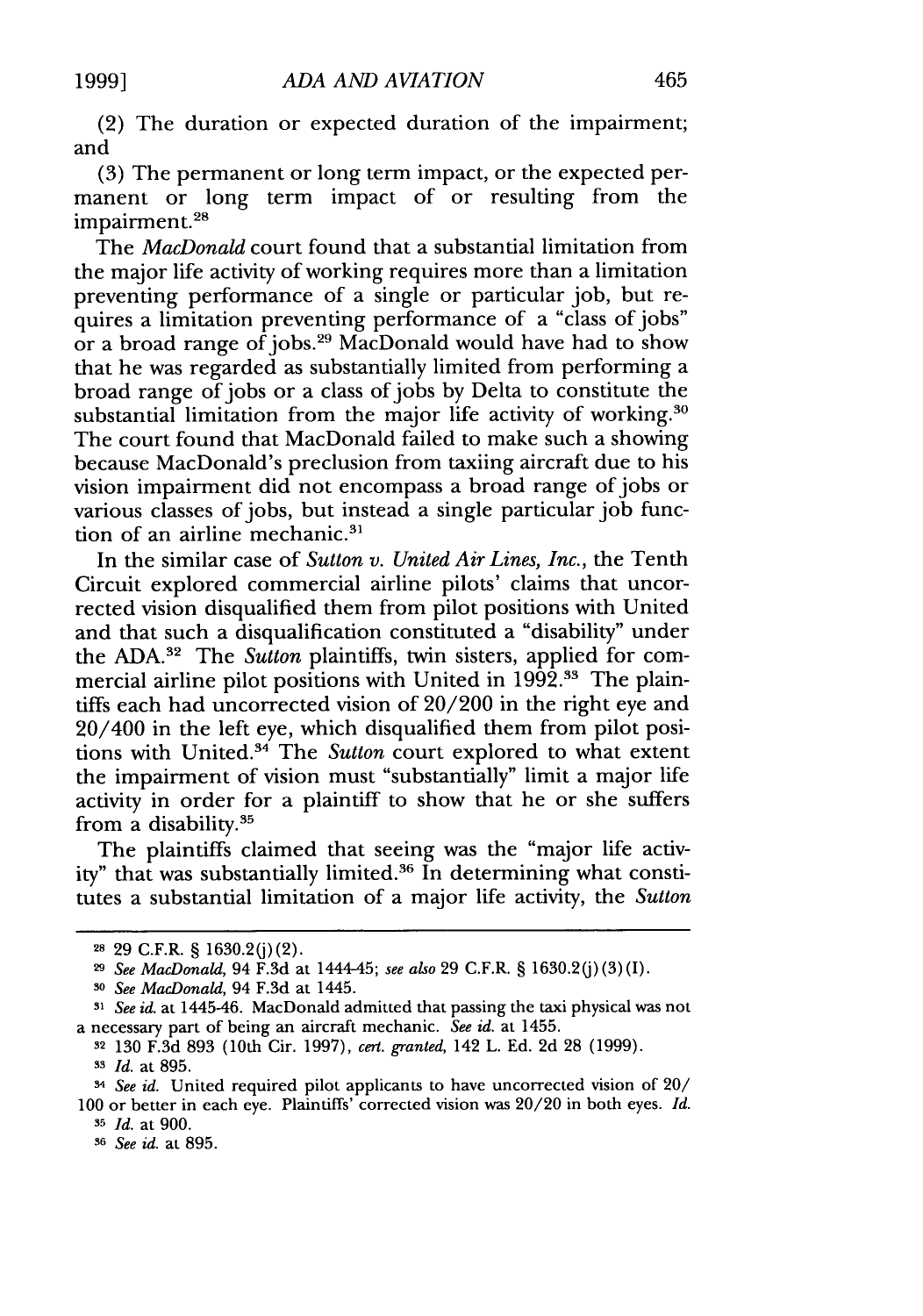(2) The duration or expected duration of the impairment; and

(3) The permanent or long term impact, or the expected permanent or long term impact of or resulting from the impairment.[28]

The *MacDonald* court found that a substantial limitation from the major life activity of working requires more than a limitation preventing performance of a single or particular job, but requires a limitation preventing performance of a "class of jobs" or a broad range of jobs.[29] MacDonald would have had to show that he was regarded as substantially limited from performing a broad range of jobs or a class of jobs by Delta to constitute the substantial limitation from the major life activity of working.[30] The court found that MacDonald failed to make such a showing because MacDonald's preclusion from taxiing aircraft due to his vision impairment did not encompass a broad range of jobs or various classes of jobs, but instead a single particular job function of an airline mechanic.[31]

In the similar case of *Sutton v. United Air Lines, Inc.*, the Tenth Circuit explored commercial airline pilots' claims that uncorrected vision disqualified them from pilot positions with United and that such a disqualification constituted a "disability" under the ADA.[32] The *Sutton* plaintiffs, twin sisters, applied for commercial airline pilot positions with United in 1992.[33] The plaintiffs each had uncorrected vision of 20/200 in the right eye and 20/400 in the left eye, which disqualified them from pilot positions with United.[34] The *Sutton* court explored to what extent the impairment of vision must "substantially" limit a major life activity in order for a plaintiff to show that he or she suffers from a disability.[35]

The plaintiffs claimed that seeing was the "major life activity" that was substantially limited.[36] In determining what constitutes a substantial limitation of a major life activity, the *Sutton*

---

[28] 29 C.F.R. § 1630.2(j)(2).

[29] *See MacDonald*, 94 F.3d at 1444-45; *see also* 29 C.F.R. § 1630.2(j)(3)(I).

[30] *See MacDonald*, 94 F.3d at 1445.

[31] *See id.* at 1445-46. MacDonald admitted that passing the taxi physical was not a necessary part of being an aircraft mechanic. *See id.* at 1455.

[32] 130 F.3d 893 (10th Cir. 1997), *cert. granted*, 142 L. Ed. 2d 28 (1999).

[33] *Id.* at 895.

[34] *See id.* United required pilot applicants to have uncorrected vision of 20/100 or better in each eye. Plaintiffs' corrected vision was 20/20 in both eyes. *Id.*

[35] *Id.* at 900.

[36] *See id.* at 895.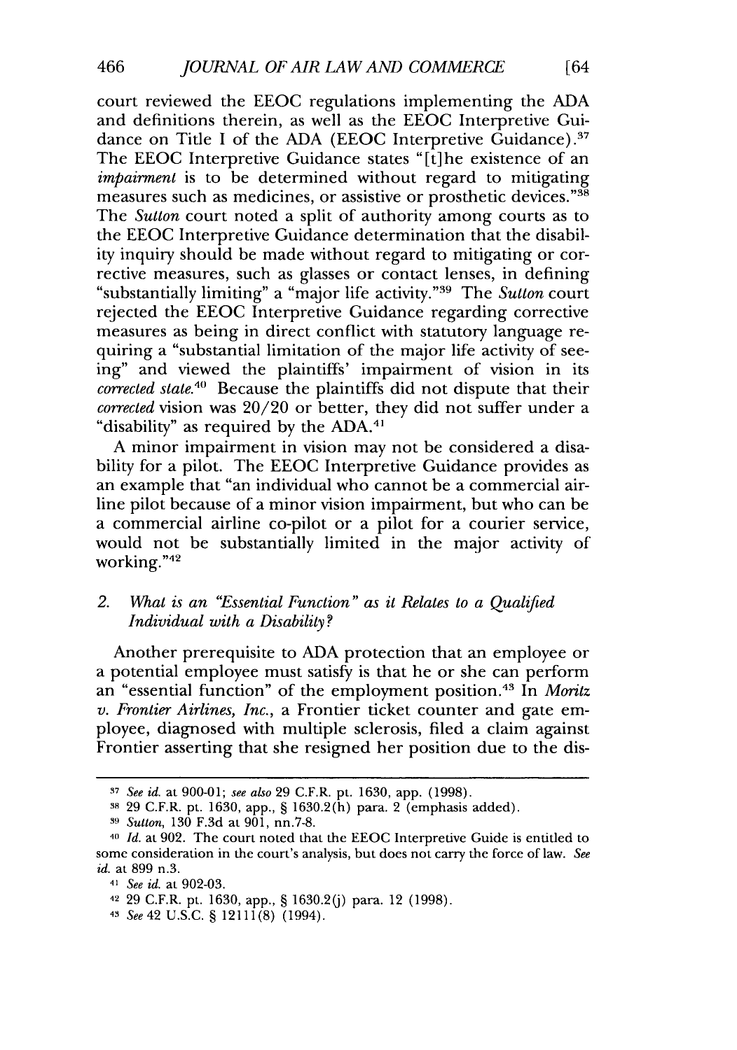court reviewed the EEOC regulations implementing the ADA and definitions therein, as well as the EEOC Interpretive Guidance on Title I of the ADA (EEOC Interpretive Guidance).[37] The EEOC Interpretive Guidance states "[t]he existence of an *impairment* is to be determined without regard to mitigating measures such as medicines, or assistive or prosthetic devices."[38] The *Sutton* court noted a split of authority among courts as to the EEOC Interpretive Guidance determination that the disability inquiry should be made without regard to mitigating or corrective measures, such as glasses or contact lenses, in defining "substantially limiting" a "major life activity."[39] The *Sutton* court rejected the EEOC Interpretive Guidance regarding corrective measures as being in direct conflict with statutory language requiring a "substantial limitation of the major life activity of seeing" and viewed the plaintiffs' impairment of vision in its *corrected state*.[40] Because the plaintiffs did not dispute that their *corrected* vision was 20/20 or better, they did not suffer under a "disability" as required by the ADA.[41]

A minor impairment in vision may not be considered a disability for a pilot. The EEOC Interpretive Guidance provides as an example that "an individual who cannot be a commercial airline pilot because of a minor vision impairment, but who can be a commercial airline co-pilot or a pilot for a courier service, would not be substantially limited in the major activity of working."[42]

### 2. *What is an "Essential Function" as it Relates to a Qualified Individual with a Disability?*

Another prerequisite to ADA protection that an employee or a potential employee must satisfy is that he or she can perform an "essential function" of the employment position.[43] In *Moritz v. Frontier Airlines, Inc.*, a Frontier ticket counter and gate employee, diagnosed with multiple sclerosis, filed a claim against Frontier asserting that she resigned her position due to the dis-

---

[37] *See id.* at 900-01; *see also* 29 C.F.R. pt. 1630, app. (1998).

[38] 29 C.F.R. pt. 1630, app., § 1630.2(h) para. 2 (emphasis added).

[39] *Sutton*, 130 F.3d at 901, nn.7-8.

[40] *Id.* at 902. The court noted that the EEOC Interpretive Guide is entitled to some consideration in the court's analysis, but does not carry the force of law. *See id.* at 899 n.3.

[41] *See id.* at 902-03.

[42] 29 C.F.R. pt. 1630, app., § 1630.2(j) para. 12 (1998).

[43] *See* 42 U.S.C. § 12111(8) (1994).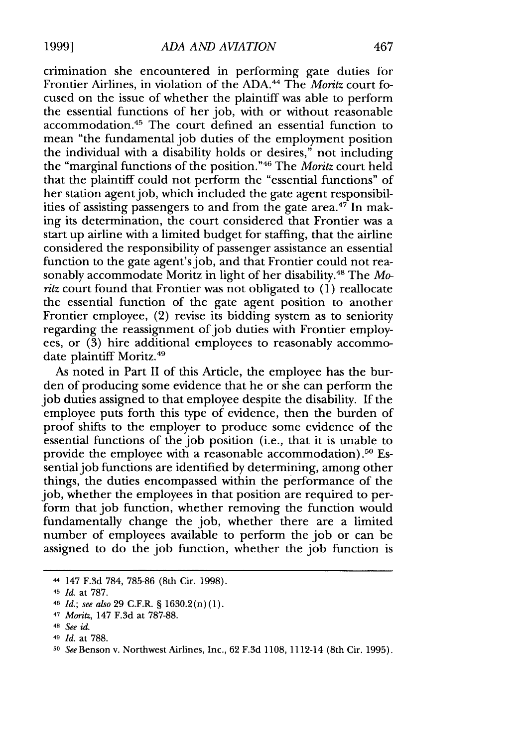crimination she encountered in performing gate duties for Frontier Airlines, in violation of the ADA.[44] The *Moritz* court focused on the issue of whether the plaintiff was able to perform the essential functions of her job, with or without reasonable accommodation.[45] The court defined an essential function to mean "the fundamental job duties of the employment position the individual with a disability holds or desires," not including the "marginal functions of the position."[46] The *Moritz* court held that the plaintiff could not perform the "essential functions" of her station agent job, which included the gate agent responsibilities of assisting passengers to and from the gate area.[47] In making its determination, the court considered that Frontier was a start up airline with a limited budget for staffing, that the airline considered the responsibility of passenger assistance an essential function to the gate agent's job, and that Frontier could not reasonably accommodate Moritz in light of her disability.[48] The *Moritz* court found that Frontier was not obligated to (1) reallocate the essential function of the gate agent position to another Frontier employee, (2) revise its bidding system as to seniority regarding the reassignment of job duties with Frontier employees, or (3) hire additional employees to reasonably accommodate plaintiff Moritz.[49]

As noted in Part II of this Article, the employee has the burden of producing some evidence that he or she can perform the job duties assigned to that employee despite the disability. If the employee puts forth this type of evidence, then the burden of proof shifts to the employer to produce some evidence of the essential functions of the job position (i.e., that it is unable to provide the employee with a reasonable accommodation).[50] Essential job functions are identified by determining, among other things, the duties encompassed within the performance of the job, whether the employees in that position are required to perform that job function, whether removing the function would fundamentally change the job, whether there are a limited number of employees available to perform the job or can be assigned to do the job function, whether the job function is

---

[44] 147 F.3d 784, 785-86 (8th Cir. 1998).

[45] *Id.* at 787.

[46] *Id.*; *see also* 29 C.F.R. § 1630.2(n)(1).

[47] *Moritz*, 147 F.3d at 787-88.

[48] *See id.*

[49] *Id.* at 788.

[50] *See* Benson v. Northwest Airlines, Inc., 62 F.3d 1108, 1112-14 (8th Cir. 1995).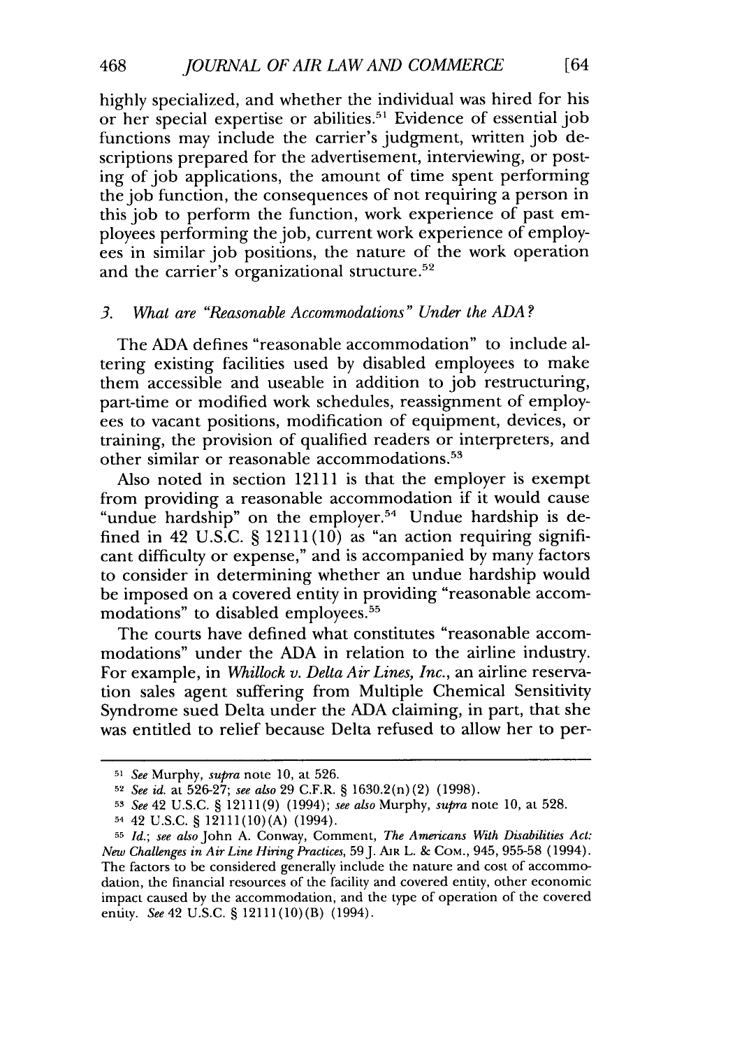highly specialized, and whether the individual was hired for his or her special expertise or abilities.[51] Evidence of essential job functions may include the carrier's judgment, written job descriptions prepared for the advertisement, interviewing, or posting of job applications, the amount of time spent performing the job function, the consequences of not requiring a person in this job to perform the function, work experience of past employees performing the job, current work experience of employees in similar job positions, the nature of the work operation and the carrier's organizational structure.[52]

### 3. *What are "Reasonable Accommodations" Under the ADA?*

The ADA defines "reasonable accommodation" to include altering existing facilities used by disabled employees to make them accessible and useable in addition to job restructuring, part-time or modified work schedules, reassignment of employees to vacant positions, modification of equipment, devices, or training, the provision of qualified readers or interpreters, and other similar or reasonable accommodations.[53]

Also noted in section 12111 is that the employer is exempt from providing a reasonable accommodation if it would cause "undue hardship" on the employer.[54] Undue hardship is defined in 42 U.S.C. § 12111(10) as "an action requiring significant difficulty or expense," and is accompanied by many factors to consider in determining whether an undue hardship would be imposed on a covered entity in providing "reasonable accommodations" to disabled employees.[55]

The courts have defined what constitutes "reasonable accommodations" under the ADA in relation to the airline industry. For example, in *Whillock v. Delta Air Lines, Inc.*, an airline reservation sales agent suffering from Multiple Chemical Sensitivity Syndrome sued Delta under the ADA claiming, in part, that she was entitled to relief because Delta refused to allow her to per-

---

[51] *See* Murphy, *supra* note 10, at 526.

[52] *See id.* at 526-27; *see also* 29 C.F.R. § 1630.2(n)(2) (1998).

[53] *See* 42 U.S.C. § 12111(9) (1994); *see also* Murphy, *supra* note 10, at 528.

[54] 42 U.S.C. § 12111(10)(A) (1994).

[55] *Id.*; *see also* John A. Conway, Comment, *The Americans With Disabilities Act: New Challenges in Air Line Hiring Practices*, 59 J. AIR L. & COM., 945, 955-58 (1994). The factors to be considered generally include the nature and cost of accommodation, the financial resources of the facility and covered entity, other economic impact caused by the accommodation, and the type of operation of the covered entity. *See* 42 U.S.C. § 12111(10)(B) (1994).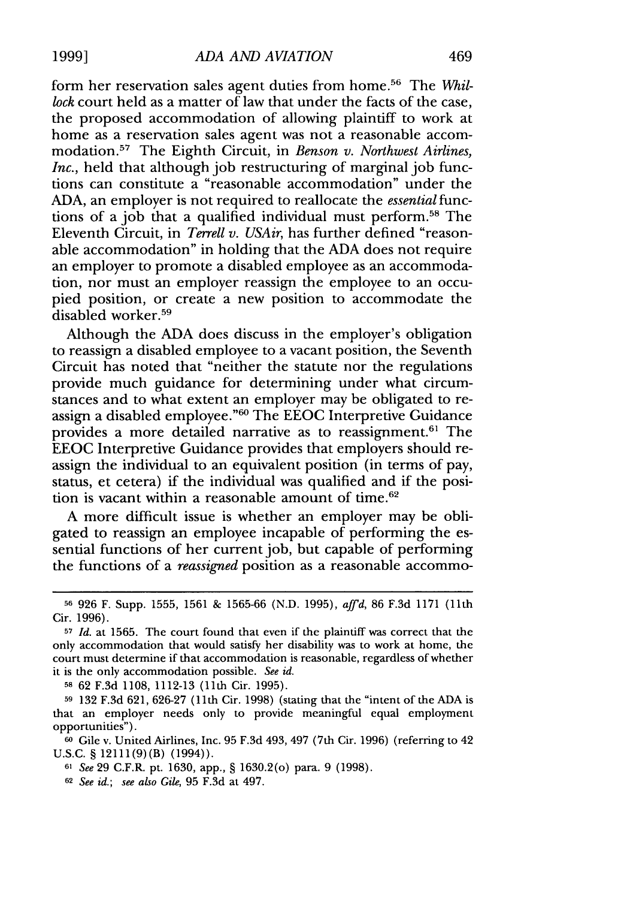form her reservation sales agent duties from home.[56] The *Whillock* court held as a matter of law that under the facts of the case, the proposed accommodation of allowing plaintiff to work at home as a reservation sales agent was not a reasonable accommodation.[57] The Eighth Circuit, in *Benson v. Northwest Airlines, Inc.*, held that although job restructuring of marginal job functions can constitute a "reasonable accommodation" under the ADA, an employer is not required to reallocate the *essential* functions of a job that a qualified individual must perform.[58] The Eleventh Circuit, in *Terrell v. USAir*, has further defined "reasonable accommodation" in holding that the ADA does not require an employer to promote a disabled employee as an accommodation, nor must an employer reassign the employee to an occupied position, or create a new position to accommodate the disabled worker.[59]

Although the ADA does discuss in the employer's obligation to reassign a disabled employee to a vacant position, the Seventh Circuit has noted that "neither the statute nor the regulations provide much guidance for determining under what circumstances and to what extent an employer may be obligated to reassign a disabled employee."[60] The EEOC Interpretive Guidance provides a more detailed narrative as to reassignment.[61] The EEOC Interpretive Guidance provides that employers should reassign the individual to an equivalent position (in terms of pay, status, et cetera) if the individual was qualified and if the position is vacant within a reasonable amount of time.[62]

A more difficult issue is whether an employer may be obligated to reassign an employee incapable of performing the essential functions of her current job, but capable of performing the functions of a *reassigned* position as a reasonable accommo-

---

[56] 926 F. Supp. 1555, 1561 & 1565-66 (N.D. 1995), *aff'd*, 86 F.3d 1171 (11th Cir. 1996).

[57] *Id.* at 1565. The court found that even if the plaintiff was correct that the only accommodation that would satisfy her disability was to work at home, the court must determine if that accommodation is reasonable, regardless of whether it is the only accommodation possible. *See id.*

[58] 62 F.3d 1108, 1112-13 (11th Cir. 1995).

[59] 132 F.3d 621, 626-27 (11th Cir. 1998) (stating that the "intent of the ADA is that an employer needs only to provide meaningful equal employment opportunities").

[60] Gile v. United Airlines, Inc. 95 F.3d 493, 497 (7th Cir. 1996) (referring to 42 U.S.C. § 12111(9)(B) (1994)).

[61] *See* 29 C.F.R. pt. 1630, app., § 1630.2(o) para. 9 (1998).

[62] *See id.*; *see also Gile*, 95 F.3d at 497.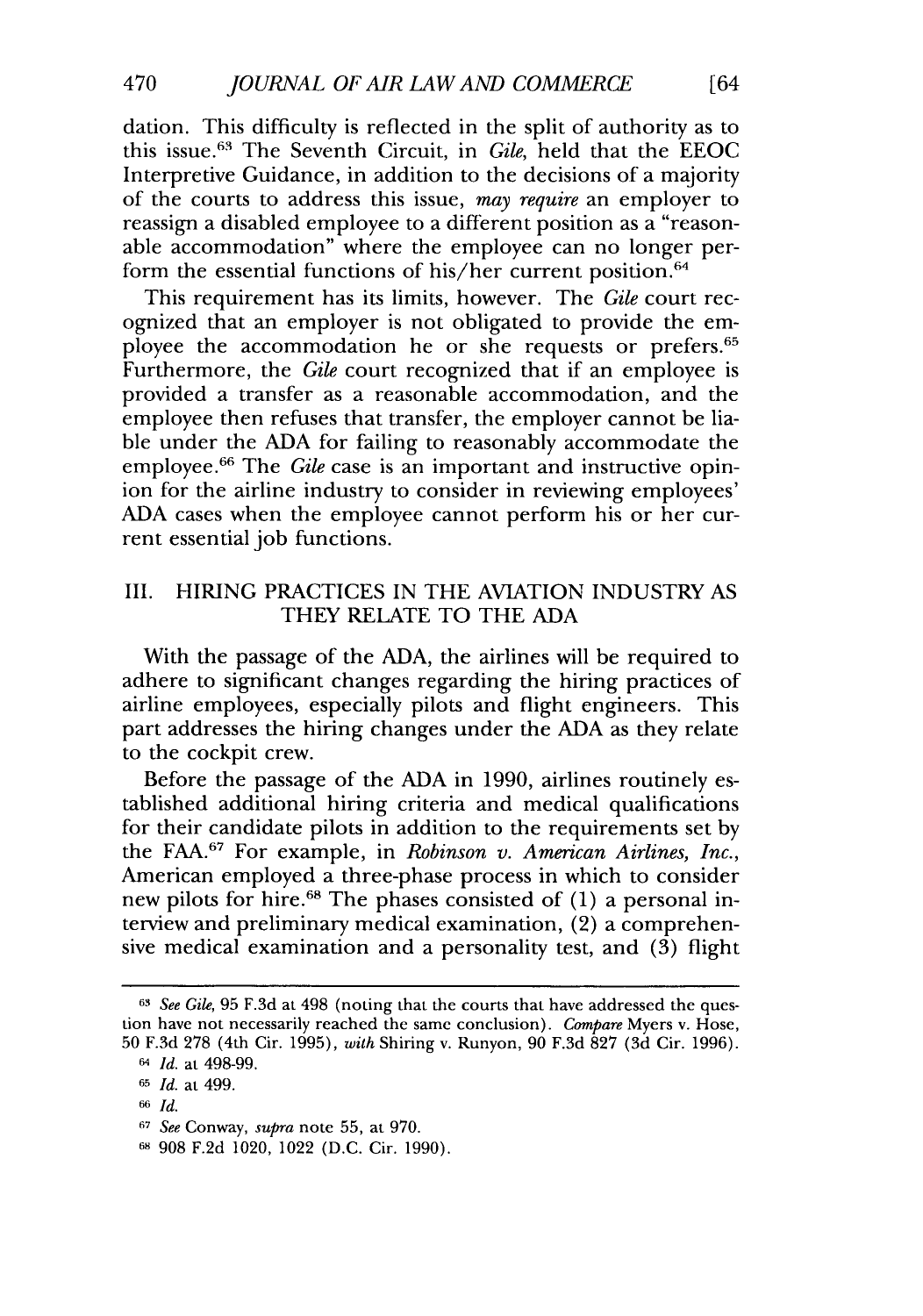dation. This difficulty is reflected in the split of authority as to this issue.[63] The Seventh Circuit, in *Gile*, held that the EEOC Interpretive Guidance, in addition to the decisions of a majority of the courts to address this issue, *may require* an employer to reassign a disabled employee to a different position as a "reasonable accommodation" where the employee can no longer perform the essential functions of his/her current position.[64]

This requirement has its limits, however. The *Gile* court recognized that an employer is not obligated to provide the employee the accommodation he or she requests or prefers.[65] Furthermore, the *Gile* court recognized that if an employee is provided a transfer as a reasonable accommodation, and the employee then refuses that transfer, the employer cannot be liable under the ADA for failing to reasonably accommodate the employee.[66] The *Gile* case is an important and instructive opinion for the airline industry to consider in reviewing employees' ADA cases when the employee cannot perform his or her current essential job functions.

## III. HIRING PRACTICES IN THE AVIATION INDUSTRY AS THEY RELATE TO THE ADA

With the passage of the ADA, the airlines will be required to adhere to significant changes regarding the hiring practices of airline employees, especially pilots and flight engineers. This part addresses the hiring changes under the ADA as they relate to the cockpit crew.

Before the passage of the ADA in 1990, airlines routinely established additional hiring criteria and medical qualifications for their candidate pilots in addition to the requirements set by the FAA.[67] For example, in *Robinson v. American Airlines, Inc.*, American employed a three-phase process in which to consider new pilots for hire.[68] The phases consisted of (1) a personal interview and preliminary medical examination, (2) a comprehensive medical examination and a personality test, and (3) flight

---

[63] *See Gile*, 95 F.3d at 498 (noting that the courts that have addressed the question have not necessarily reached the same conclusion). *Compare* Myers v. Hose, 50 F.3d 278 (4th Cir. 1995), *with* Shiring v. Runyon, 90 F.3d 827 (3d Cir. 1996).

[64] *Id.* at 498-99.

[65] *Id.* at 499.

[66] *Id.*

[67] *See* Conway, *supra* note 55, at 970.

[68] 908 F.2d 1020, 1022 (D.C. Cir. 1990).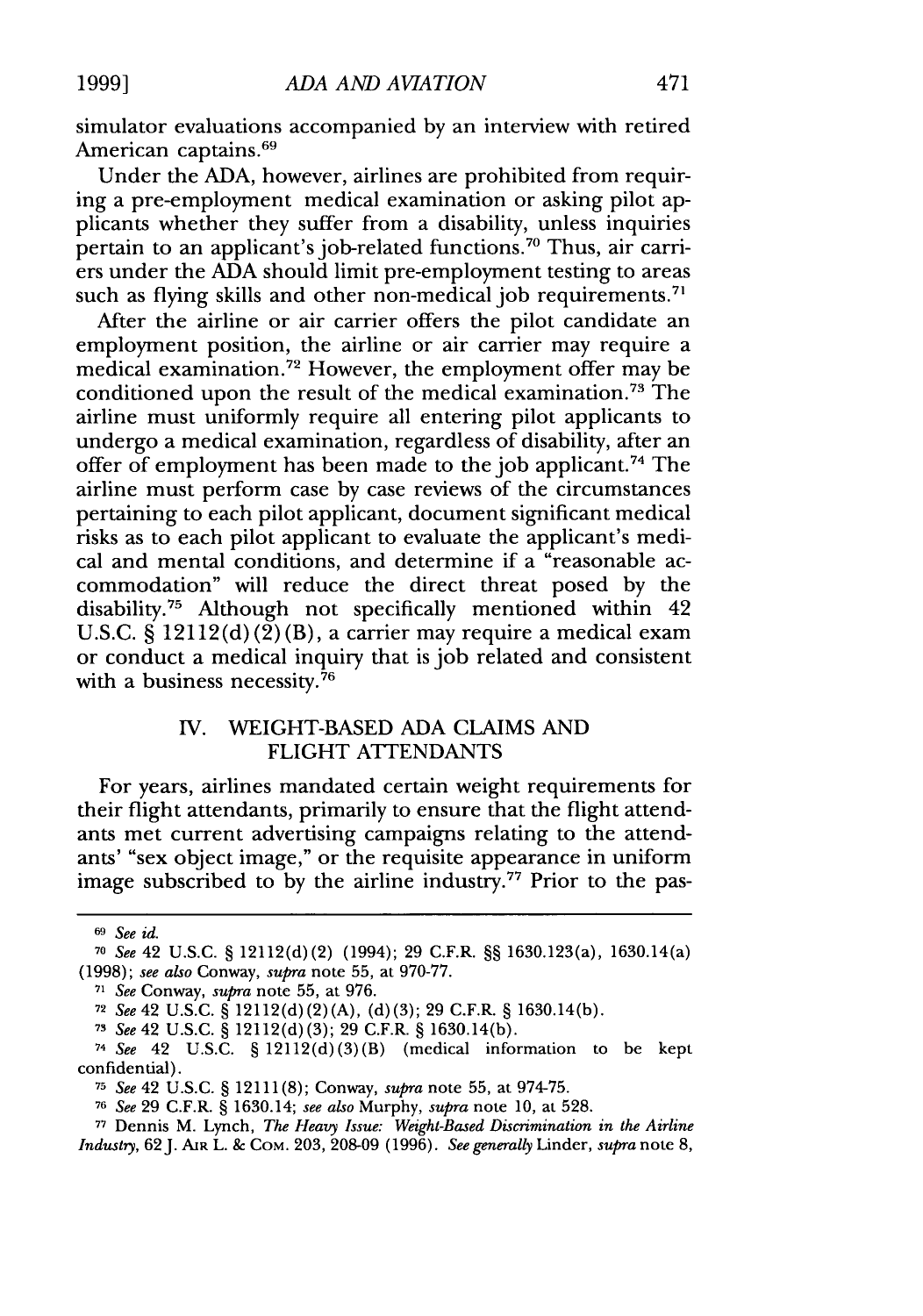simulator evaluations accompanied by an interview with retired American captains.[69]

Under the ADA, however, airlines are prohibited from requiring a pre-employment medical examination or asking pilot applicants whether they suffer from a disability, unless inquiries pertain to an applicant's job-related functions.[70] Thus, air carriers under the ADA should limit pre-employment testing to areas such as flying skills and other non-medical job requirements.[71]

After the airline or air carrier offers the pilot candidate an employment position, the airline or air carrier may require a medical examination.[72] However, the employment offer may be conditioned upon the result of the medical examination.[73] The airline must uniformly require all entering pilot applicants to undergo a medical examination, regardless of disability, after an offer of employment has been made to the job applicant.[74] The airline must perform case by case reviews of the circumstances pertaining to each pilot applicant, document significant medical risks as to each pilot applicant to evaluate the applicant's medical and mental conditions, and determine if a "reasonable accommodation" will reduce the direct threat posed by the disability.[75] Although not specifically mentioned within 42 U.S.C. § 12112(d)(2)(B), a carrier may require a medical exam or conduct a medical inquiry that is job related and consistent with a business necessity.[76]

## IV. WEIGHT-BASED ADA CLAIMS AND FLIGHT ATTENDANTS

For years, airlines mandated certain weight requirements for their flight attendants, primarily to ensure that the flight attendants met current advertising campaigns relating to the attendants' "sex object image," or the requisite appearance in uniform image subscribed to by the airline industry.[77] Prior to the pas-

---

[69] *See id.*

[70] *See* 42 U.S.C. § 12112(d)(2) (1994); 29 C.F.R. §§ 1630.123(a), 1630.14(a) (1998); *see also* Conway, *supra* note 55, at 970-77.

[71] *See* Conway, *supra* note 55, at 976.

[72] *See* 42 U.S.C. § 12112(d)(2)(A), (d)(3); 29 C.F.R. § 1630.14(b).

[73] *See* 42 U.S.C. § 12112(d)(3); 29 C.F.R. § 1630.14(b).

[74] *See* 42 U.S.C. § 12112(d)(3)(B) (medical information to be kept confidential).

[75] *See* 42 U.S.C. § 12111(8); Conway, *supra* note 55, at 974-75.

[76] *See* 29 C.F.R. § 1630.14; *see also* Murphy, *supra* note 10, at 528.

[77] Dennis M. Lynch, *The Heavy Issue: Weight-Based Discrimination in the Airline Industry*, 62 J. AIR L. & COM. 203, 208-09 (1996). *See generally* Linder, *supra* note 8,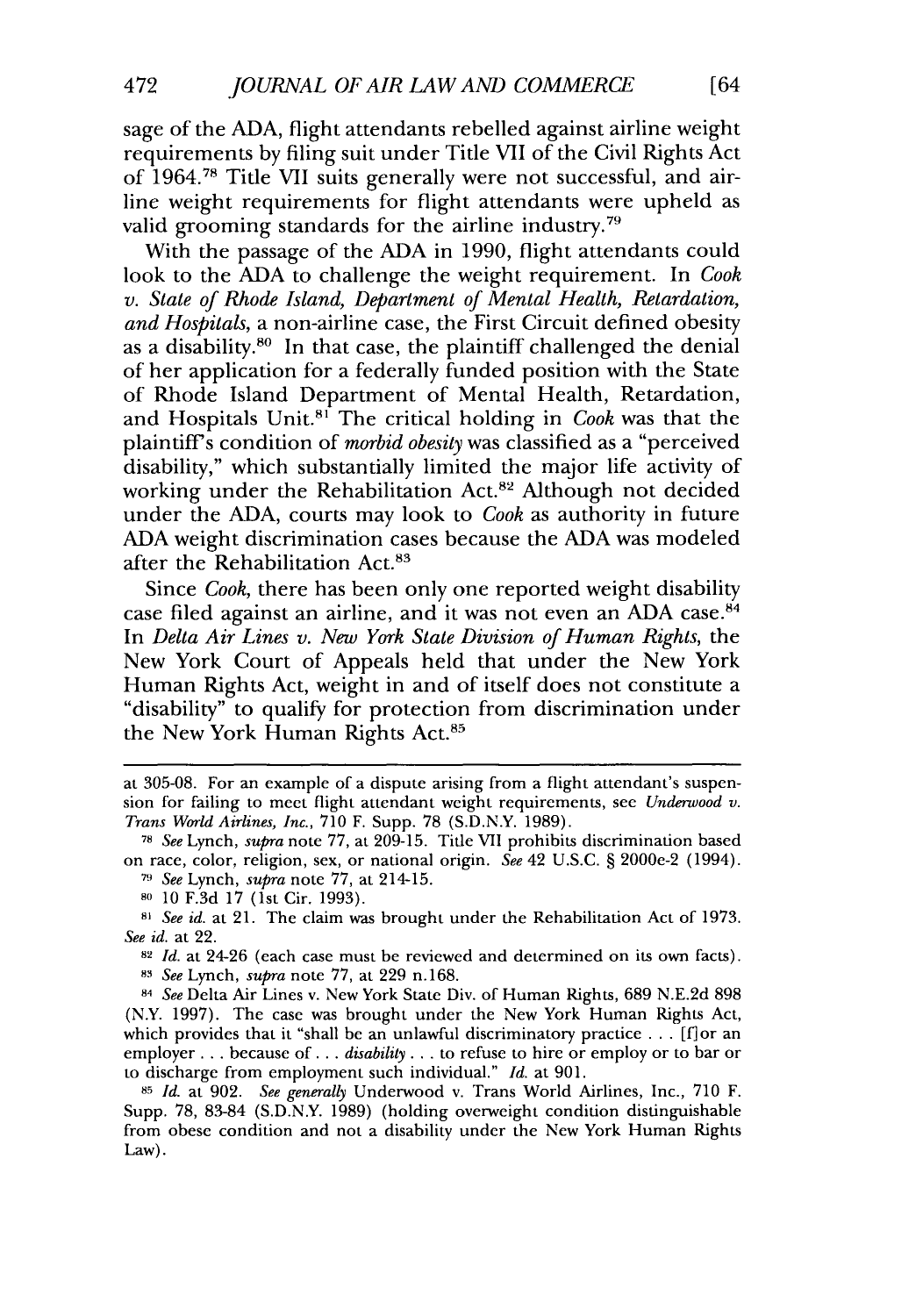sage of the ADA, flight attendants rebelled against airline weight requirements by filing suit under Title VII of the Civil Rights Act of 1964.[78] Title VII suits generally were not successful, and airline weight requirements for flight attendants were upheld as valid grooming standards for the airline industry.[79]

With the passage of the ADA in 1990, flight attendants could look to the ADA to challenge the weight requirement. In *Cook v. State of Rhode Island, Department of Mental Health, Retardation, and Hospitals*, a non-airline case, the First Circuit defined obesity as a disability.[80] In that case, the plaintiff challenged the denial of her application for a federally funded position with the State of Rhode Island Department of Mental Health, Retardation, and Hospitals Unit.[81] The critical holding in *Cook* was that the plaintiff's condition of *morbid obesity* was classified as a "perceived disability," which substantially limited the major life activity of working under the Rehabilitation Act.[82] Although not decided under the ADA, courts may look to *Cook* as authority in future ADA weight discrimination cases because the ADA was modeled after the Rehabilitation Act.[83]

Since *Cook*, there has been only one reported weight disability case filed against an airline, and it was not even an ADA case.[84] In *Delta Air Lines v. New York State Division of Human Rights*, the New York Court of Appeals held that under the New York Human Rights Act, weight in and of itself does not constitute a "disability" to qualify for protection from discrimination under the New York Human Rights Act.[85]

---

at 305-08. For an example of a dispute arising from a flight attendant's suspension for failing to meet flight attendant weight requirements, see *Underwood v. Trans World Airlines, Inc.*, 710 F. Supp. 78 (S.D.N.Y. 1989).

[78] *See* Lynch, *supra* note 77, at 209-15. Title VII prohibits discrimination based on race, color, religion, sex, or national origin. *See* 42 U.S.C. § 2000e-2 (1994).

[79] *See* Lynch, *supra* note 77, at 214-15.

[80] 10 F.3d 17 (1st Cir. 1993).

[81] *See id.* at 21. The claim was brought under the Rehabilitation Act of 1973. *See id.* at 22.

[82] *Id.* at 24-26 (each case must be reviewed and determined on its own facts).

[83] *See* Lynch, *supra* note 77, at 229 n.168.

[84] *See* Delta Air Lines v. New York State Div. of Human Rights, 689 N.E.2d 898 (N.Y. 1997). The case was brought under the New York Human Rights Act, which provides that it "shall be an unlawful discriminatory practice . . . [f]or an employer . . . because of . . . *disability* . . . to refuse to hire or employ or to bar or to discharge from employment such individual." *Id.* at 901.

[85] *Id.* at 902. *See generally* Underwood v. Trans World Airlines, Inc., 710 F. Supp. 78, 83-84 (S.D.N.Y. 1989) (holding overweight condition distinguishable from obese condition and not a disability under the New York Human Rights Law).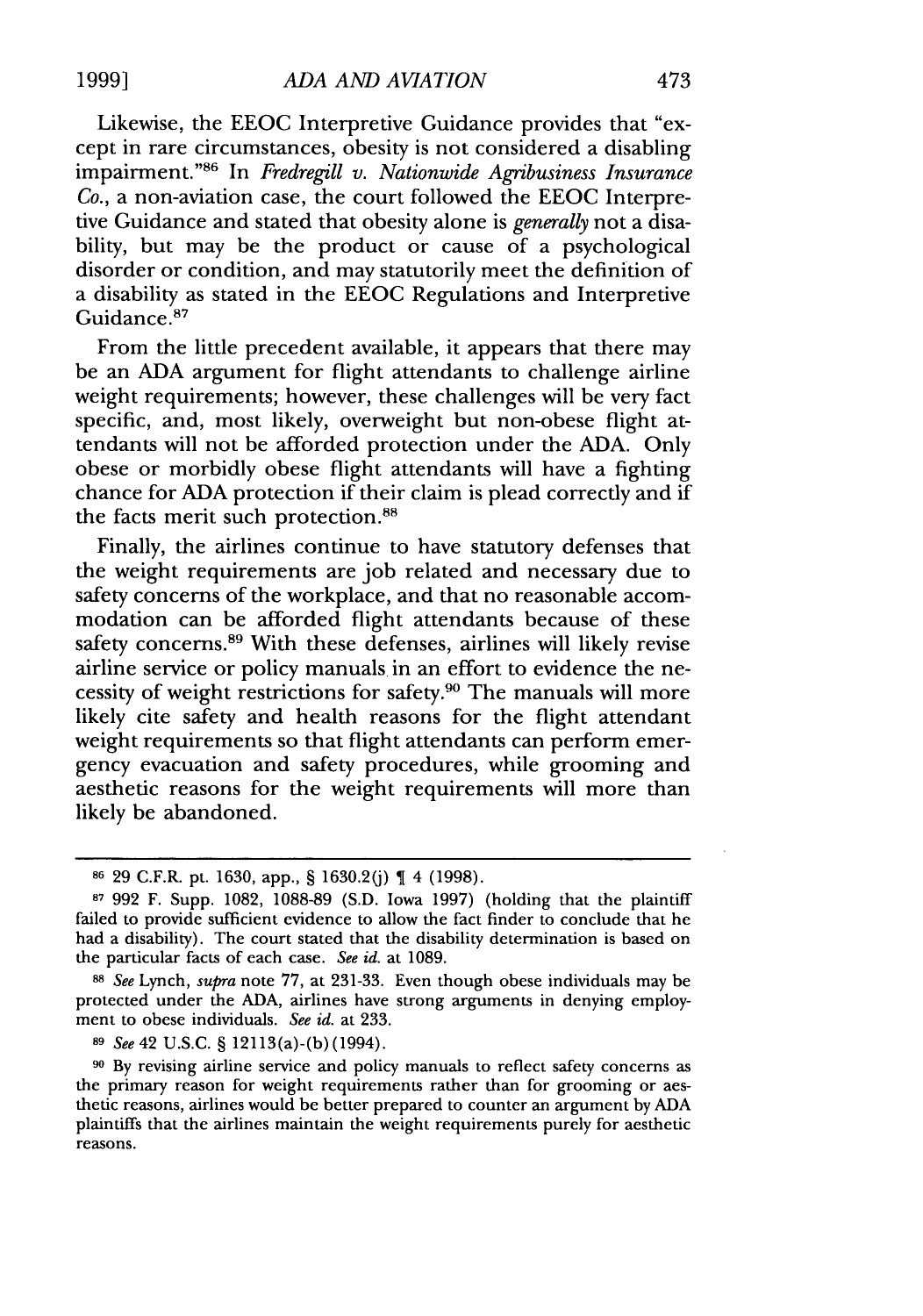Likewise, the EEOC Interpretive Guidance provides that "except in rare circumstances, obesity is not considered a disabling impairment."[86] In *Fredregill v. Nationwide Agribusiness Insurance Co.*, a non-aviation case, the court followed the EEOC Interpretive Guidance and stated that obesity alone is *generally* not a disability, but may be the product or cause of a psychological disorder or condition, and may statutorily meet the definition of a disability as stated in the EEOC Regulations and Interpretive Guidance.[87]

From the little precedent available, it appears that there may be an ADA argument for flight attendants to challenge airline weight requirements; however, these challenges will be very fact specific, and, most likely, overweight but non-obese flight attendants will not be afforded protection under the ADA. Only obese or morbidly obese flight attendants will have a fighting chance for ADA protection if their claim is plead correctly and if the facts merit such protection.[88]

Finally, the airlines continue to have statutory defenses that the weight requirements are job related and necessary due to safety concerns of the workplace, and that no reasonable accommodation can be afforded flight attendants because of these safety concerns.[89] With these defenses, airlines will likely revise airline service or policy manuals in an effort to evidence the necessity of weight restrictions for safety.[90] The manuals will more likely cite safety and health reasons for the flight attendant weight requirements so that flight attendants can perform emergency evacuation and safety procedures, while grooming and aesthetic reasons for the weight requirements will more than likely be abandoned.

---

[86] 29 C.F.R. pt. 1630, app., § 1630.2(j) ¶ 4 (1998).

[87] 992 F. Supp. 1082, 1088-89 (S.D. Iowa 1997) (holding that the plaintiff failed to provide sufficient evidence to allow the fact finder to conclude that he had a disability). The court stated that the disability determination is based on the particular facts of each case. *See id.* at 1089.

[88] *See* Lynch, *supra* note 77, at 231-33. Even though obese individuals may be protected under the ADA, airlines have strong arguments in denying employment to obese individuals. *See id.* at 233.

[89] *See* 42 U.S.C. § 12113(a)-(b) (1994).

[90] By revising airline service and policy manuals to reflect safety concerns as the primary reason for weight requirements rather than for grooming or aesthetic reasons, airlines would be better prepared to counter an argument by ADA plaintiffs that the airlines maintain the weight requirements purely for aesthetic reasons.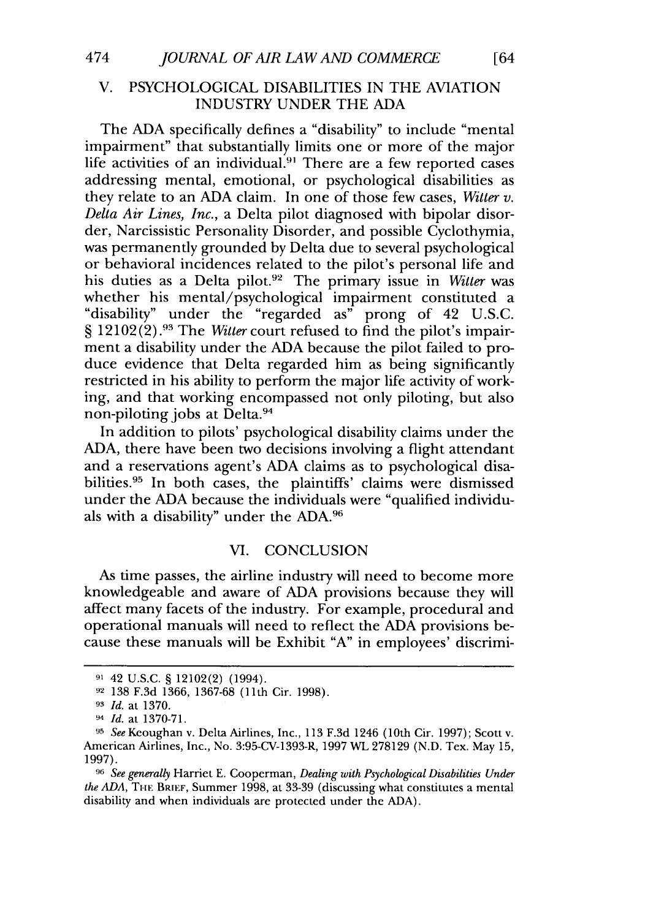## V. PSYCHOLOGICAL DISABILITIES IN THE AVIATION INDUSTRY UNDER THE ADA

The ADA specifically defines a "disability" to include "mental impairment" that substantially limits one or more of the major life activities of an individual.[91] There are a few reported cases addressing mental, emotional, or psychological disabilities as they relate to an ADA claim. In one of those few cases, *Witter v. Delta Air Lines, Inc.*, a Delta pilot diagnosed with bipolar disorder, Narcissistic Personality Disorder, and possible Cyclothymia, was permanently grounded by Delta due to several psychological or behavioral incidences related to the pilot's personal life and his duties as a Delta pilot.[92] The primary issue in *Witter* was whether his mental/psychological impairment constituted a "disability" under the "regarded as" prong of 42 U.S.C. § 12102(2).[93] The *Witter* court refused to find the pilot's impairment a disability under the ADA because the pilot failed to produce evidence that Delta regarded him as being significantly restricted in his ability to perform the major life activity of working, and that working encompassed not only piloting, but also non-piloting jobs at Delta.[94]

In addition to pilots' psychological disability claims under the ADA, there have been two decisions involving a flight attendant and a reservations agent's ADA claims as to psychological disabilities.[95] In both cases, the plaintiffs' claims were dismissed under the ADA because the individuals were "qualified individuals with a disability" under the ADA.[96]

## VI. CONCLUSION

As time passes, the airline industry will need to become more knowledgeable and aware of ADA provisions because they will affect many facets of the industry. For example, procedural and operational manuals will need to reflect the ADA provisions because these manuals will be Exhibit "A" in employees' discrimi-

---

[91] 42 U.S.C. § 12102(2) (1994).

[92] 138 F.3d 1366, 1367-68 (11th Cir. 1998).

[93] *Id.* at 1370.

[94] *Id.* at 1370-71.

[95] *See* Keoughan v. Delta Airlines, Inc., 113 F.3d 1246 (10th Cir. 1997); Scott v. American Airlines, Inc., No. 3:95-CV-1393-R, 1997 WL 278129 (N.D. Tex. May 15, 1997).

[96] *See generally* Harriet E. Cooperman, *Dealing with Psychological Disabilities Under the ADA*, THE BRIEF, Summer 1998, at 33-39 (discussing what constitutes a mental disability and when individuals are protected under the ADA).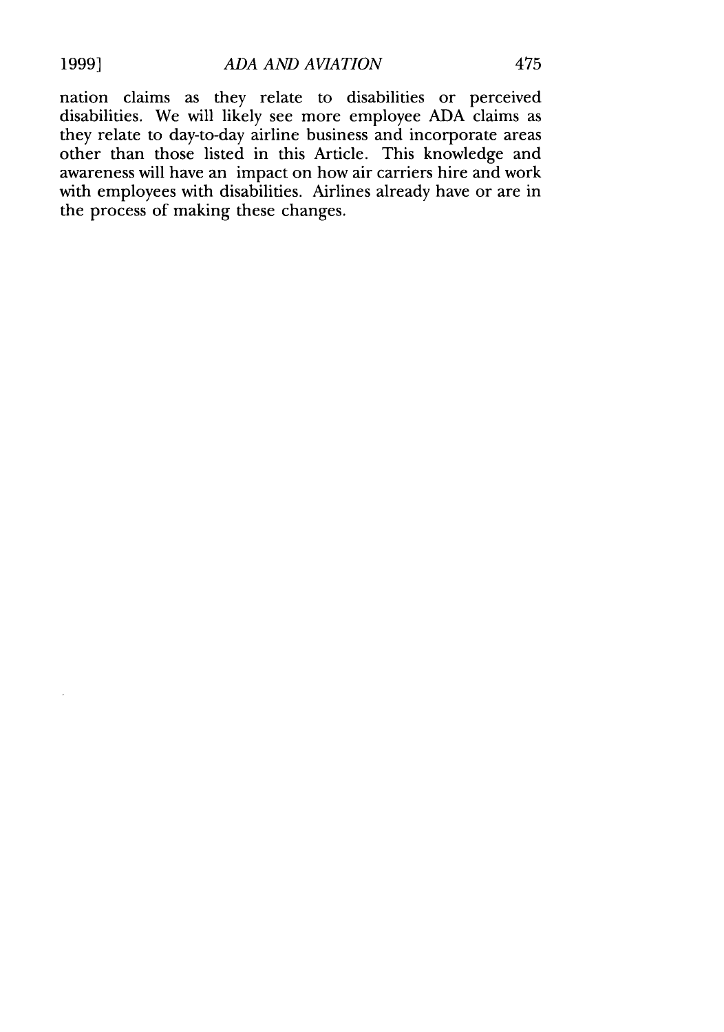nation claims as they relate to disabilities or perceived disabilities. We will likely see more employee ADA claims as they relate to day-to-day airline business and incorporate areas other than those listed in this Article. This knowledge and awareness will have an impact on how air carriers hire and work with employees with disabilities. Airlines already have or are in the process of making these changes.